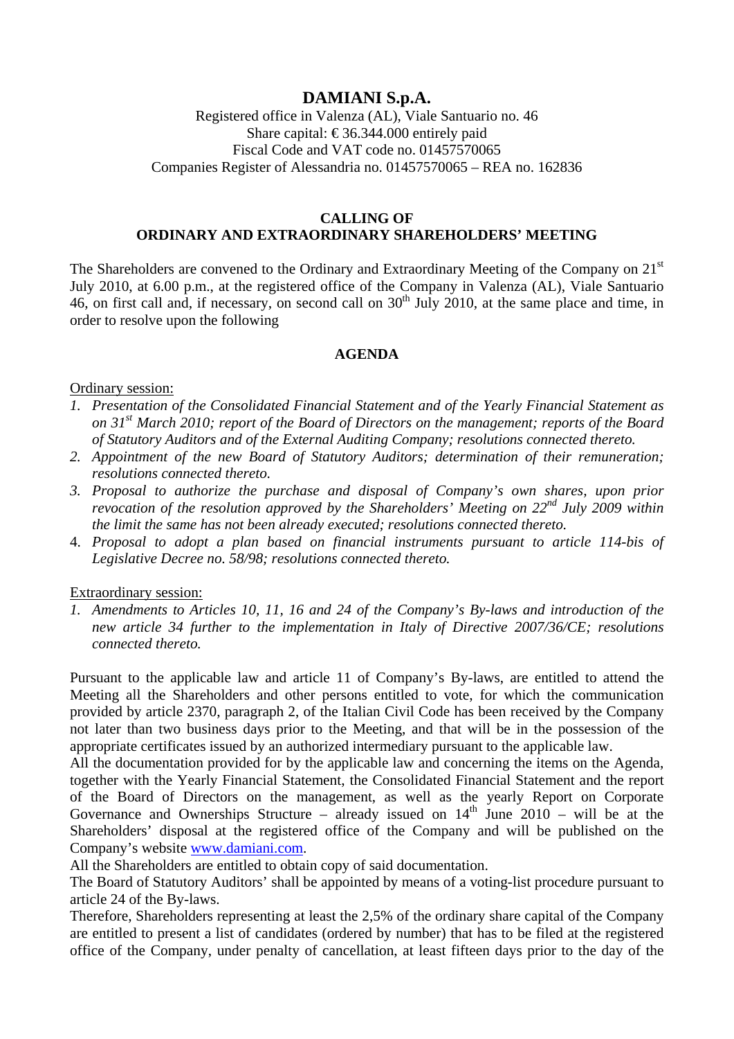# DAMIANI S.p.A.

Registered office in Valenza (AL), Viale Santuario no. 46
Share capital: € 36.344.000 entirely paid
Fiscal Code and VAT code no. 01457570065
Companies Register of Alessandria no. 01457570065 – REA no. 162836

## CALLING OF ORDINARY AND EXTRAORDINARY SHAREHOLDERS' MEETING

The Shareholders are convened to the Ordinary and Extraordinary Meeting of the Company on 21st July 2010, at 6.00 p.m., at the registered office of the Company in Valenza (AL), Viale Santuario 46, on first call and, if necessary, on second call on 30th July 2010, at the same place and time, in order to resolve upon the following

### AGENDA

Ordinary session:

1. *Presentation of the Consolidated Financial Statement and of the Yearly Financial Statement as on 31st March 2010; report of the Board of Directors on the management; reports of the Board of Statutory Auditors and of the External Auditing Company; resolutions connected thereto.*
2. *Appointment of the new Board of Statutory Auditors; determination of their remuneration; resolutions connected thereto.*
3. *Proposal to authorize the purchase and disposal of Company's own shares, upon prior revocation of the resolution approved by the Shareholders' Meeting on 22nd July 2009 within the limit the same has not been already executed; resolutions connected thereto.*
4. *Proposal to adopt a plan based on financial instruments pursuant to article 114-bis of Legislative Decree no. 58/98; resolutions connected thereto.*

Extraordinary session:

1. *Amendments to Articles 10, 11, 16 and 24 of the Company's By-laws and introduction of the new article 34 further to the implementation in Italy of Directive 2007/36/CE; resolutions connected thereto.*

Pursuant to the applicable law and article 11 of Company's By-laws, are entitled to attend the Meeting all the Shareholders and other persons entitled to vote, for which the communication provided by article 2370, paragraph 2, of the Italian Civil Code has been received by the Company not later than two business days prior to the Meeting, and that will be in the possession of the appropriate certificates issued by an authorized intermediary pursuant to the applicable law.

All the documentation provided for by the applicable law and concerning the items on the Agenda, together with the Yearly Financial Statement, the Consolidated Financial Statement and the report of the Board of Directors on the management, as well as the yearly Report on Corporate Governance and Ownerships Structure – already issued on 14th June 2010 – will be at the Shareholders' disposal at the registered office of the Company and will be published on the Company's website www.damiani.com.

All the Shareholders are entitled to obtain copy of said documentation.

The Board of Statutory Auditors' shall be appointed by means of a voting-list procedure pursuant to article 24 of the By-laws.

Therefore, Shareholders representing at least the 2,5% of the ordinary share capital of the Company are entitled to present a list of candidates (ordered by number) that has to be filed at the registered office of the Company, under penalty of cancellation, at least fifteen days prior to the day of the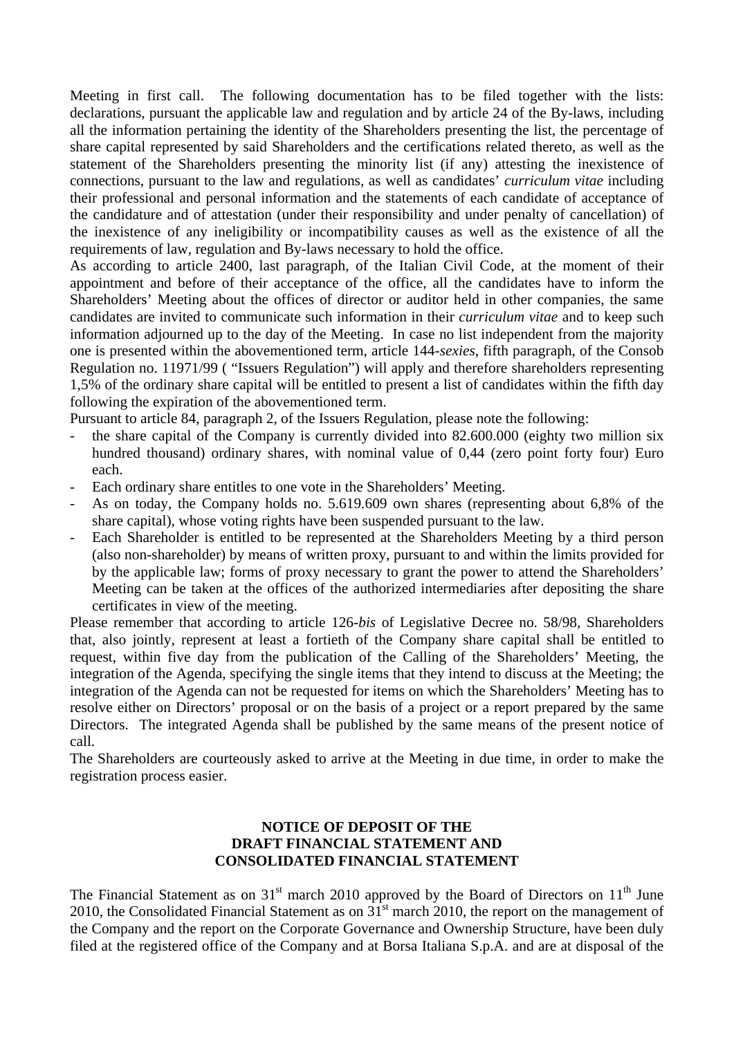Meeting in first call. The following documentation has to be filed together with the lists: declarations, pursuant the applicable law and regulation and by article 24 of the By-laws, including all the information pertaining the identity of the Shareholders presenting the list, the percentage of share capital represented by said Shareholders and the certifications related thereto, as well as the statement of the Shareholders presenting the minority list (if any) attesting the inexistence of connections, pursuant to the law and regulations, as well as candidates' *curriculum vitae* including their professional and personal information and the statements of each candidate of acceptance of the candidature and of attestation (under their responsibility and under penalty of cancellation) of the inexistence of any ineligibility or incompatibility causes as well as the existence of all the requirements of law, regulation and By-laws necessary to hold the office.

As according to article 2400, last paragraph, of the Italian Civil Code, at the moment of their appointment and before of their acceptance of the office, all the candidates have to inform the Shareholders' Meeting about the offices of director or auditor held in other companies, the same candidates are invited to communicate such information in their *curriculum vitae* and to keep such information adjourned up to the day of the Meeting. In case no list independent from the majority one is presented within the abovementioned term, article 144-*sexies*, fifth paragraph, of the Consob Regulation no. 11971/99 ( "Issuers Regulation") will apply and therefore shareholders representing 1,5% of the ordinary share capital will be entitled to present a list of candidates within the fifth day following the expiration of the abovementioned term.

Pursuant to article 84, paragraph 2, of the Issuers Regulation, please note the following:

- the share capital of the Company is currently divided into 82.600.000 (eighty two million six hundred thousand) ordinary shares, with nominal value of 0,44 (zero point forty four) Euro each.
- Each ordinary share entitles to one vote in the Shareholders' Meeting.
- As on today, the Company holds no. 5.619.609 own shares (representing about 6,8% of the share capital), whose voting rights have been suspended pursuant to the law.
- Each Shareholder is entitled to be represented at the Shareholders Meeting by a third person (also non-shareholder) by means of written proxy, pursuant to and within the limits provided for by the applicable law; forms of proxy necessary to grant the power to attend the Shareholders' Meeting can be taken at the offices of the authorized intermediaries after depositing the share certificates in view of the meeting.

Please remember that according to article 126-*bis* of Legislative Decree no. 58/98, Shareholders that, also jointly, represent at least a fortieth of the Company share capital shall be entitled to request, within five day from the publication of the Calling of the Shareholders' Meeting, the integration of the Agenda, specifying the single items that they intend to discuss at the Meeting; the integration of the Agenda can not be requested for items on which the Shareholders' Meeting has to resolve either on Directors' proposal or on the basis of a project or a report prepared by the same Directors. The integrated Agenda shall be published by the same means of the present notice of call.

The Shareholders are courteously asked to arrive at the Meeting in due time, in order to make the registration process easier.

**NOTICE OF DEPOSIT OF THE DRAFT FINANCIAL STATEMENT AND CONSOLIDATED FINANCIAL STATEMENT**

The Financial Statement as on 31st march 2010 approved by the Board of Directors on 11th June 2010, the Consolidated Financial Statement as on 31st march 2010, the report on the management of the Company and the report on the Corporate Governance and Ownership Structure, have been duly filed at the registered office of the Company and at Borsa Italiana S.p.A. and are at disposal of the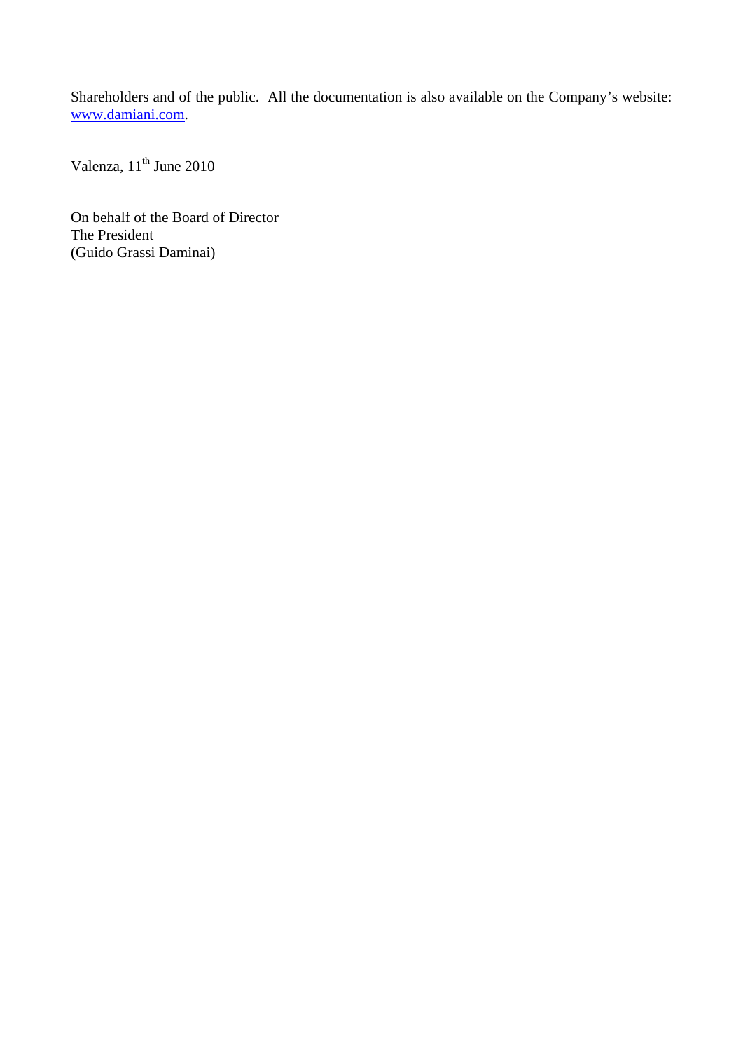Shareholders and of the public. All the documentation is also available on the Company's website: www.damiani.com.

Valenza, 11th June 2010

On behalf of the Board of Director
The President
(Guido Grassi Daminai)